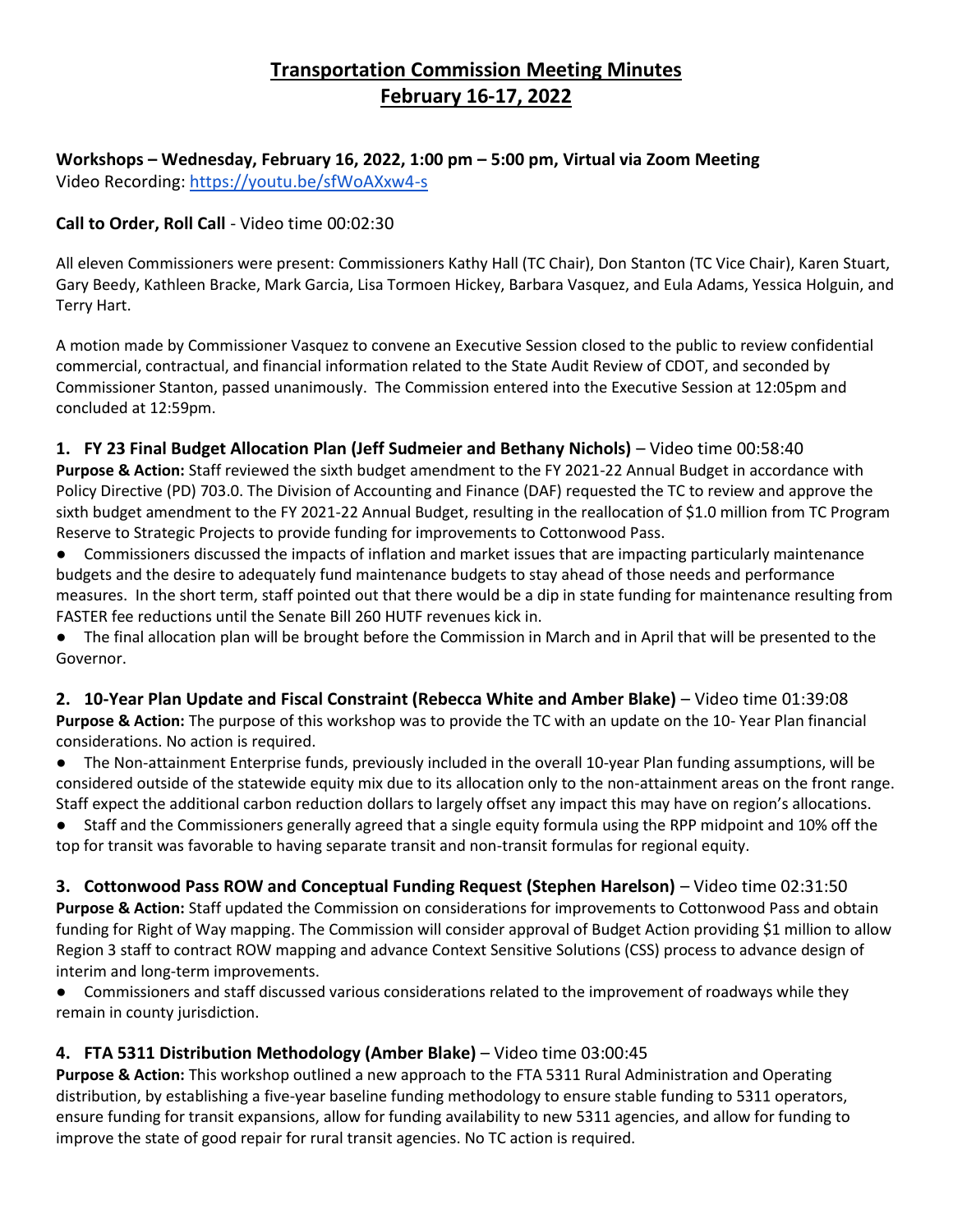# Transportation Commission Meeting Minutes
## February 16-17, 2022

**Workshops – Wednesday, February 16, 2022, 1:00 pm – 5:00 pm, Virtual via Zoom Meeting**
Video Recording: https://youtu.be/sfWoAXxw4-s

**Call to Order, Roll Call** - Video time 00:02:30

All eleven Commissioners were present: Commissioners Kathy Hall (TC Chair), Don Stanton (TC Vice Chair), Karen Stuart, Gary Beedy, Kathleen Bracke, Mark Garcia, Lisa Tormoen Hickey, Barbara Vasquez, and Eula Adams, Yessica Holguin, and Terry Hart.

A motion made by Commissioner Vasquez to convene an Executive Session closed to the public to review confidential commercial, contractual, and financial information related to the State Audit Review of CDOT, and seconded by Commissioner Stanton, passed unanimously. The Commission entered into the Executive Session at 12:05pm and concluded at 12:59pm.

**1. FY 23 Final Budget Allocation Plan (Jeff Sudmeier and Bethany Nichols)** – Video time 00:58:40
**Purpose & Action:** Staff reviewed the sixth budget amendment to the FY 2021-22 Annual Budget in accordance with Policy Directive (PD) 703.0. The Division of Accounting and Finance (DAF) requested the TC to review and approve the sixth budget amendment to the FY 2021-22 Annual Budget, resulting in the reallocation of $1.0 million from TC Program Reserve to Strategic Projects to provide funding for improvements to Cottonwood Pass.

- Commissioners discussed the impacts of inflation and market issues that are impacting particularly maintenance budgets and the desire to adequately fund maintenance budgets to stay ahead of those needs and performance measures. In the short term, staff pointed out that there would be a dip in state funding for maintenance resulting from FASTER fee reductions until the Senate Bill 260 HUTF revenues kick in.
- The final allocation plan will be brought before the Commission in March and in April that will be presented to the Governor.

**2. 10-Year Plan Update and Fiscal Constraint (Rebecca White and Amber Blake)** – Video time 01:39:08
**Purpose & Action:** The purpose of this workshop was to provide the TC with an update on the 10- Year Plan financial considerations. No action is required.

- The Non-attainment Enterprise funds, previously included in the overall 10-year Plan funding assumptions, will be considered outside of the statewide equity mix due to its allocation only to the non-attainment areas on the front range. Staff expect the additional carbon reduction dollars to largely offset any impact this may have on region's allocations.
- Staff and the Commissioners generally agreed that a single equity formula using the RPP midpoint and 10% off the top for transit was favorable to having separate transit and non-transit formulas for regional equity.

**3. Cottonwood Pass ROW and Conceptual Funding Request (Stephen Harelson)** – Video time 02:31:50
**Purpose & Action:** Staff updated the Commission on considerations for improvements to Cottonwood Pass and obtain funding for Right of Way mapping. The Commission will consider approval of Budget Action providing $1 million to allow Region 3 staff to contract ROW mapping and advance Context Sensitive Solutions (CSS) process to advance design of interim and long-term improvements.

- Commissioners and staff discussed various considerations related to the improvement of roadways while they remain in county jurisdiction.

**4. FTA 5311 Distribution Methodology (Amber Blake)** – Video time 03:00:45
**Purpose & Action:** This workshop outlined a new approach to the FTA 5311 Rural Administration and Operating distribution, by establishing a five-year baseline funding methodology to ensure stable funding to 5311 operators, ensure funding for transit expansions, allow for funding availability to new 5311 agencies, and allow for funding to improve the state of good repair for rural transit agencies. No TC action is required.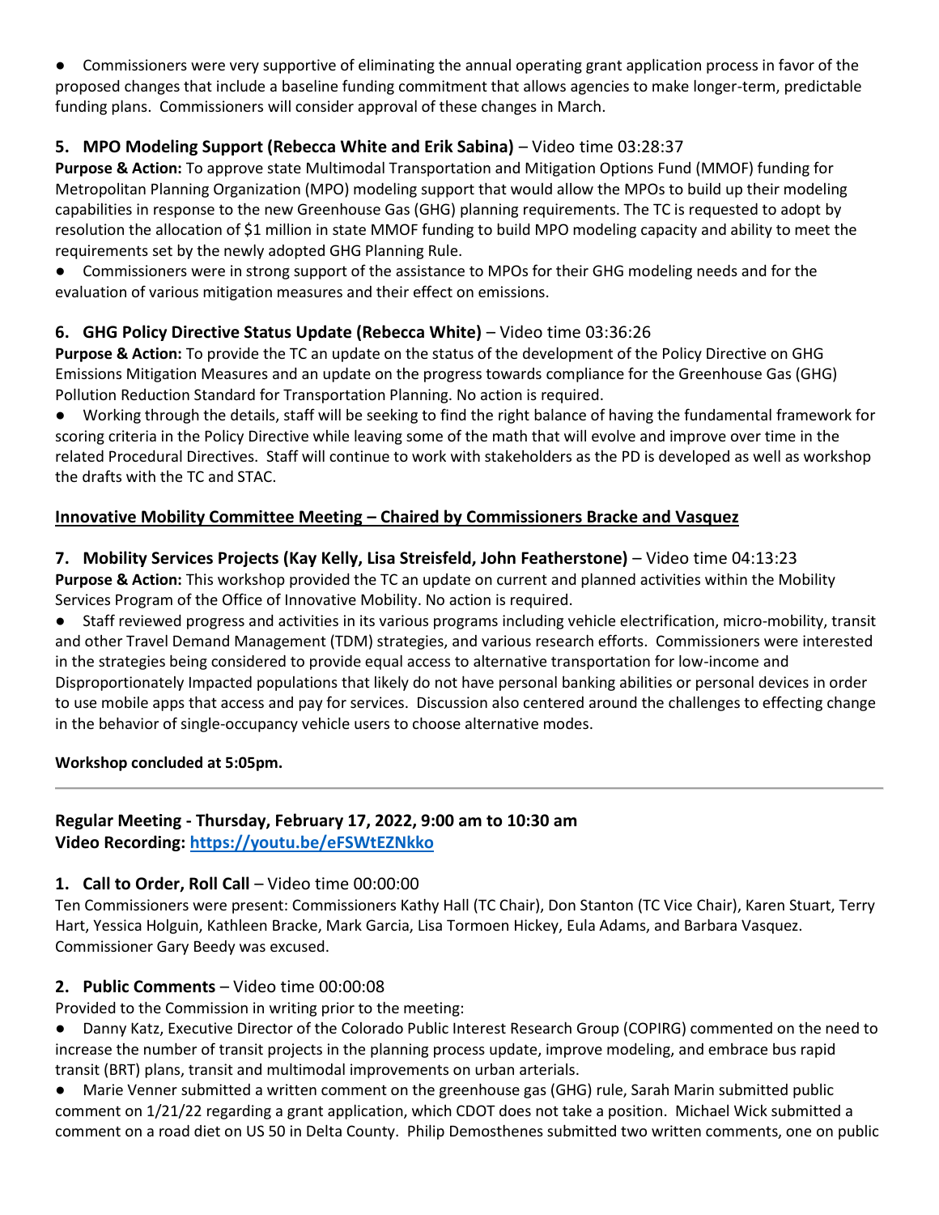- Commissioners were very supportive of eliminating the annual operating grant application process in favor of the proposed changes that include a baseline funding commitment that allows agencies to make longer-term, predictable funding plans. Commissioners will consider approval of these changes in March.

### 5. MPO Modeling Support (Rebecca White and Erik Sabina) – Video time 03:28:37

**Purpose & Action:** To approve state Multimodal Transportation and Mitigation Options Fund (MMOF) funding for Metropolitan Planning Organization (MPO) modeling support that would allow the MPOs to build up their modeling capabilities in response to the new Greenhouse Gas (GHG) planning requirements. The TC is requested to adopt by resolution the allocation of $1 million in state MMOF funding to build MPO modeling capacity and ability to meet the requirements set by the newly adopted GHG Planning Rule.

- Commissioners were in strong support of the assistance to MPOs for their GHG modeling needs and for the evaluation of various mitigation measures and their effect on emissions.

### 6. GHG Policy Directive Status Update (Rebecca White) – Video time 03:36:26

**Purpose & Action:** To provide the TC an update on the status of the development of the Policy Directive on GHG Emissions Mitigation Measures and an update on the progress towards compliance for the Greenhouse Gas (GHG) Pollution Reduction Standard for Transportation Planning. No action is required.

- Working through the details, staff will be seeking to find the right balance of having the fundamental framework for scoring criteria in the Policy Directive while leaving some of the math that will evolve and improve over time in the related Procedural Directives. Staff will continue to work with stakeholders as the PD is developed as well as workshop the drafts with the TC and STAC.

## Innovative Mobility Committee Meeting – Chaired by Commissioners Bracke and Vasquez

### 7. Mobility Services Projects (Kay Kelly, Lisa Streisfeld, John Featherstone) – Video time 04:13:23

**Purpose & Action:** This workshop provided the TC an update on current and planned activities within the Mobility Services Program of the Office of Innovative Mobility. No action is required.

- Staff reviewed progress and activities in its various programs including vehicle electrification, micro-mobility, transit and other Travel Demand Management (TDM) strategies, and various research efforts. Commissioners were interested in the strategies being considered to provide equal access to alternative transportation for low-income and Disproportionately Impacted populations that likely do not have personal banking abilities or personal devices in order to use mobile apps that access and pay for services. Discussion also centered around the challenges to effecting change in the behavior of single-occupancy vehicle users to choose alternative modes.

**Workshop concluded at 5:05pm.**

---

## Regular Meeting - Thursday, February 17, 2022, 9:00 am to 10:30 am
## Video Recording: https://youtu.be/eFSWtEZNkko

### 1. Call to Order, Roll Call – Video time 00:00:00

Ten Commissioners were present: Commissioners Kathy Hall (TC Chair), Don Stanton (TC Vice Chair), Karen Stuart, Terry Hart, Yessica Holguin, Kathleen Bracke, Mark Garcia, Lisa Tormoen Hickey, Eula Adams, and Barbara Vasquez. Commissioner Gary Beedy was excused.

### 2. Public Comments – Video time 00:00:08

Provided to the Commission in writing prior to the meeting:

- Danny Katz, Executive Director of the Colorado Public Interest Research Group (COPIRG) commented on the need to increase the number of transit projects in the planning process update, improve modeling, and embrace bus rapid transit (BRT) plans, transit and multimodal improvements on urban arterials.
- Marie Venner submitted a written comment on the greenhouse gas (GHG) rule, Sarah Marin submitted public comment on 1/21/22 regarding a grant application, which CDOT does not take a position. Michael Wick submitted a comment on a road diet on US 50 in Delta County. Philip Demosthenes submitted two written comments, one on public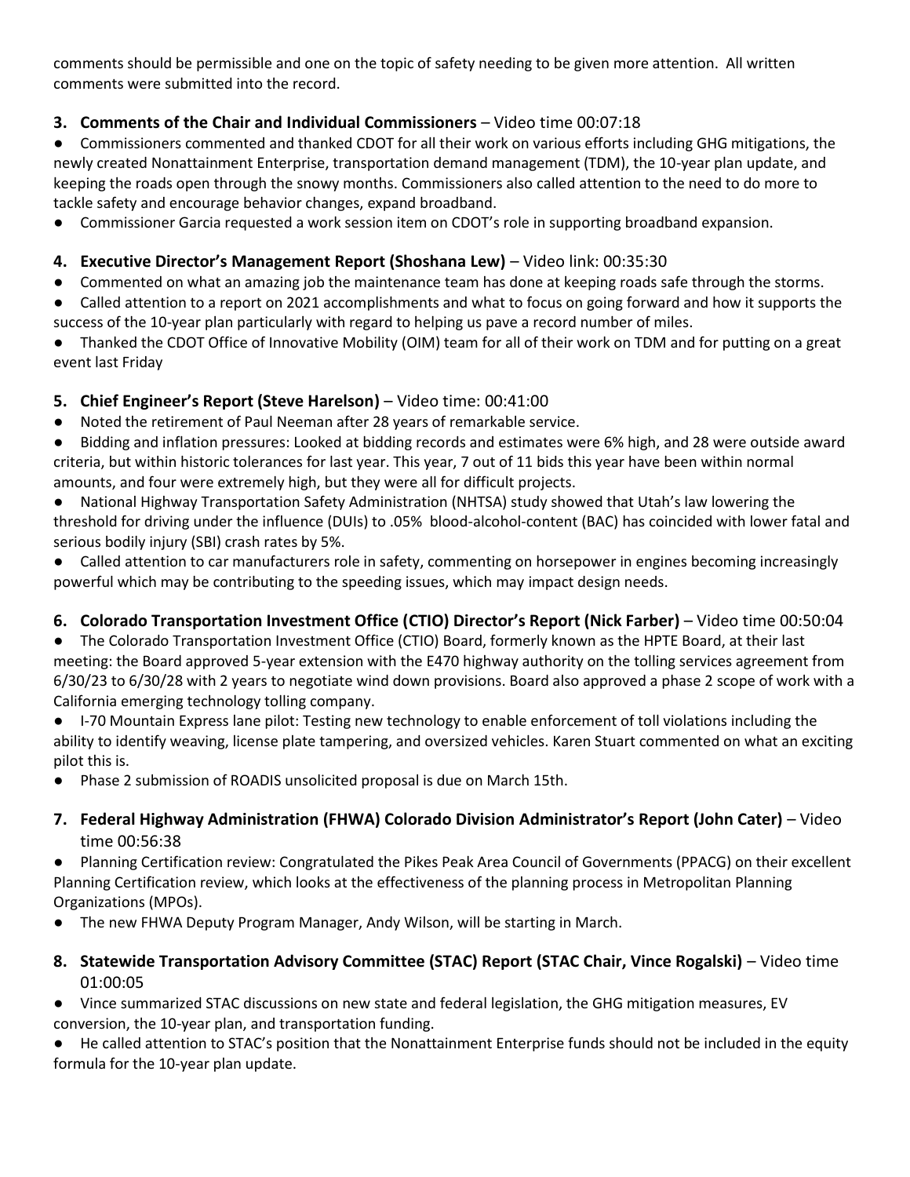comments should be permissible and one on the topic of safety needing to be given more attention. All written comments were submitted into the record.

**3. Comments of the Chair and Individual Commissioners** – Video time 00:07:18

- Commissioners commented and thanked CDOT for all their work on various efforts including GHG mitigations, the newly created Nonattainment Enterprise, transportation demand management (TDM), the 10-year plan update, and keeping the roads open through the snowy months. Commissioners also called attention to the need to do more to tackle safety and encourage behavior changes, expand broadband.
- Commissioner Garcia requested a work session item on CDOT's role in supporting broadband expansion.

**4. Executive Director's Management Report (Shoshana Lew)** – Video link: 00:35:30

- Commented on what an amazing job the maintenance team has done at keeping roads safe through the storms.
- Called attention to a report on 2021 accomplishments and what to focus on going forward and how it supports the success of the 10-year plan particularly with regard to helping us pave a record number of miles.
- Thanked the CDOT Office of Innovative Mobility (OIM) team for all of their work on TDM and for putting on a great event last Friday

**5. Chief Engineer's Report (Steve Harelson)** – Video time: 00:41:00

- Noted the retirement of Paul Neeman after 28 years of remarkable service.
- Bidding and inflation pressures: Looked at bidding records and estimates were 6% high, and 28 were outside award criteria, but within historic tolerances for last year. This year, 7 out of 11 bids this year have been within normal amounts, and four were extremely high, but they were all for difficult projects.
- National Highway Transportation Safety Administration (NHTSA) study showed that Utah's law lowering the threshold for driving under the influence (DUIs) to .05% blood-alcohol-content (BAC) has coincided with lower fatal and serious bodily injury (SBI) crash rates by 5%.
- Called attention to car manufacturers role in safety, commenting on horsepower in engines becoming increasingly powerful which may be contributing to the speeding issues, which may impact design needs.

**6. Colorado Transportation Investment Office (CTIO) Director's Report (Nick Farber)** – Video time 00:50:04

- The Colorado Transportation Investment Office (CTIO) Board, formerly known as the HPTE Board, at their last meeting: the Board approved 5-year extension with the E470 highway authority on the tolling services agreement from 6/30/23 to 6/30/28 with 2 years to negotiate wind down provisions. Board also approved a phase 2 scope of work with a California emerging technology tolling company.
- I-70 Mountain Express lane pilot: Testing new technology to enable enforcement of toll violations including the ability to identify weaving, license plate tampering, and oversized vehicles. Karen Stuart commented on what an exciting pilot this is.
- Phase 2 submission of ROADIS unsolicited proposal is due on March 15th.

**7. Federal Highway Administration (FHWA) Colorado Division Administrator's Report (John Cater)** – Video time 00:56:38

- Planning Certification review: Congratulated the Pikes Peak Area Council of Governments (PPACG) on their excellent Planning Certification review, which looks at the effectiveness of the planning process in Metropolitan Planning Organizations (MPOs).
- The new FHWA Deputy Program Manager, Andy Wilson, will be starting in March.

**8. Statewide Transportation Advisory Committee (STAC) Report (STAC Chair, Vince Rogalski)** – Video time 01:00:05

- Vince summarized STAC discussions on new state and federal legislation, the GHG mitigation measures, EV conversion, the 10-year plan, and transportation funding.
- He called attention to STAC's position that the Nonattainment Enterprise funds should not be included in the equity formula for the 10-year plan update.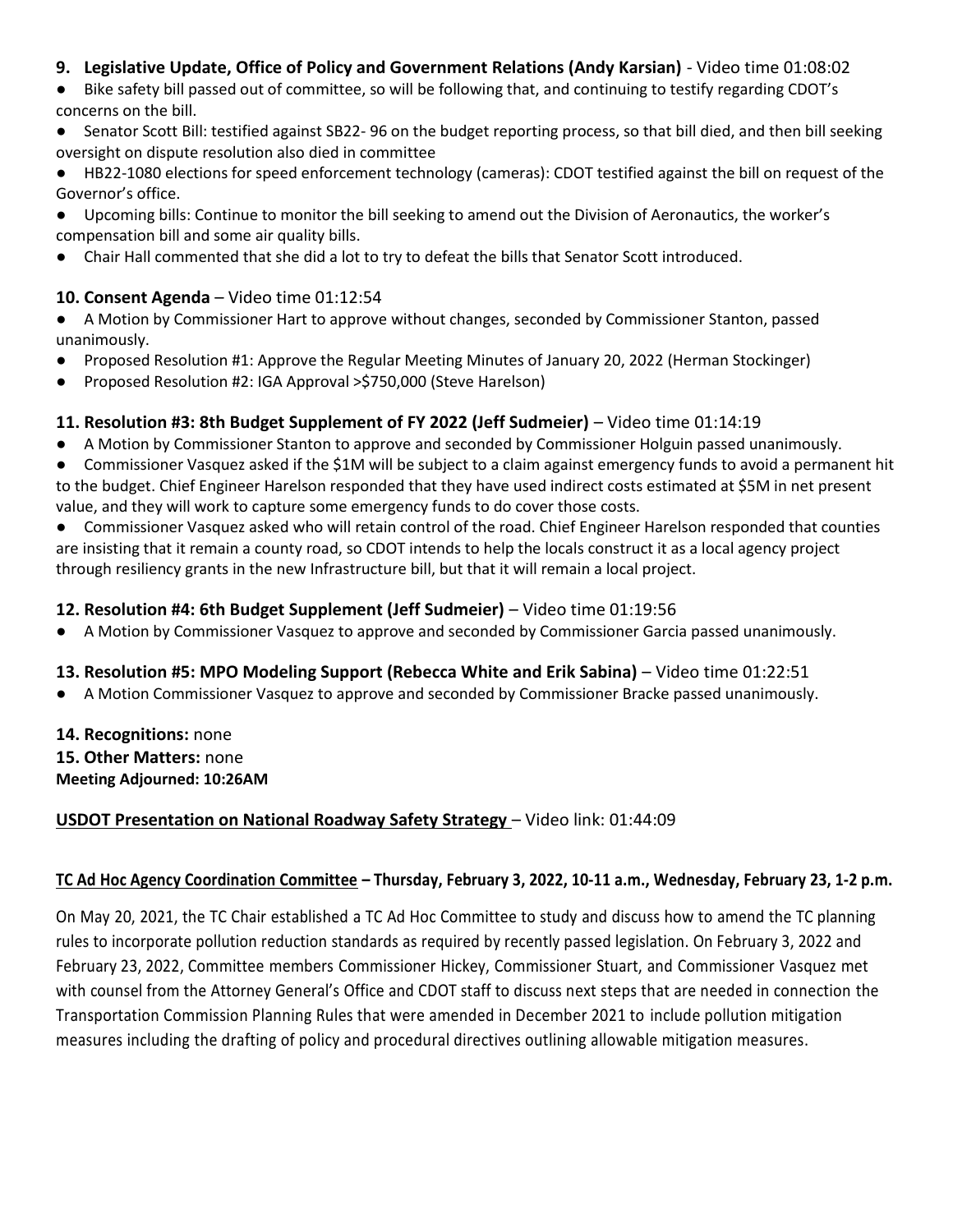**9. Legislative Update, Office of Policy and Government Relations (Andy Karsian)** - Video time 01:08:02

- Bike safety bill passed out of committee, so will be following that, and continuing to testify regarding CDOT's concerns on the bill.
- Senator Scott Bill: testified against SB22- 96 on the budget reporting process, so that bill died, and then bill seeking oversight on dispute resolution also died in committee
- HB22-1080 elections for speed enforcement technology (cameras): CDOT testified against the bill on request of the Governor's office.
- Upcoming bills: Continue to monitor the bill seeking to amend out the Division of Aeronautics, the worker's compensation bill and some air quality bills.
- Chair Hall commented that she did a lot to try to defeat the bills that Senator Scott introduced.

**10. Consent Agenda** – Video time 01:12:54

- A Motion by Commissioner Hart to approve without changes, seconded by Commissioner Stanton, passed unanimously.
- Proposed Resolution #1: Approve the Regular Meeting Minutes of January 20, 2022 (Herman Stockinger)
- Proposed Resolution #2: IGA Approval >$750,000 (Steve Harelson)

**11. Resolution #3: 8th Budget Supplement of FY 2022 (Jeff Sudmeier)** – Video time 01:14:19

- A Motion by Commissioner Stanton to approve and seconded by Commissioner Holguin passed unanimously.
- Commissioner Vasquez asked if the $1M will be subject to a claim against emergency funds to avoid a permanent hit to the budget. Chief Engineer Harelson responded that they have used indirect costs estimated at $5M in net present value, and they will work to capture some emergency funds to do cover those costs.
- Commissioner Vasquez asked who will retain control of the road. Chief Engineer Harelson responded that counties are insisting that it remain a county road, so CDOT intends to help the locals construct it as a local agency project through resiliency grants in the new Infrastructure bill, but that it will remain a local project.

**12. Resolution #4: 6th Budget Supplement (Jeff Sudmeier)** – Video time 01:19:56

- A Motion by Commissioner Vasquez to approve and seconded by Commissioner Garcia passed unanimously.

**13. Resolution #5: MPO Modeling Support (Rebecca White and Erik Sabina)** – Video time 01:22:51

- A Motion Commissioner Vasquez to approve and seconded by Commissioner Bracke passed unanimously.

**14. Recognitions:** none

**15. Other Matters:** none

**Meeting Adjourned: 10:26AM**

**USDOT Presentation on National Roadway Safety Strategy** – Video link: 01:44:09

**TC Ad Hoc Agency Coordination Committee – Thursday, February 3, 2022, 10-11 a.m., Wednesday, February 23, 1-2 p.m.**

On May 20, 2021, the TC Chair established a TC Ad Hoc Committee to study and discuss how to amend the TC planning rules to incorporate pollution reduction standards as required by recently passed legislation. On February 3, 2022 and February 23, 2022, Committee members Commissioner Hickey, Commissioner Stuart, and Commissioner Vasquez met with counsel from the Attorney General's Office and CDOT staff to discuss next steps that are needed in connection the Transportation Commission Planning Rules that were amended in December 2021 to include pollution mitigation measures including the drafting of policy and procedural directives outlining allowable mitigation measures.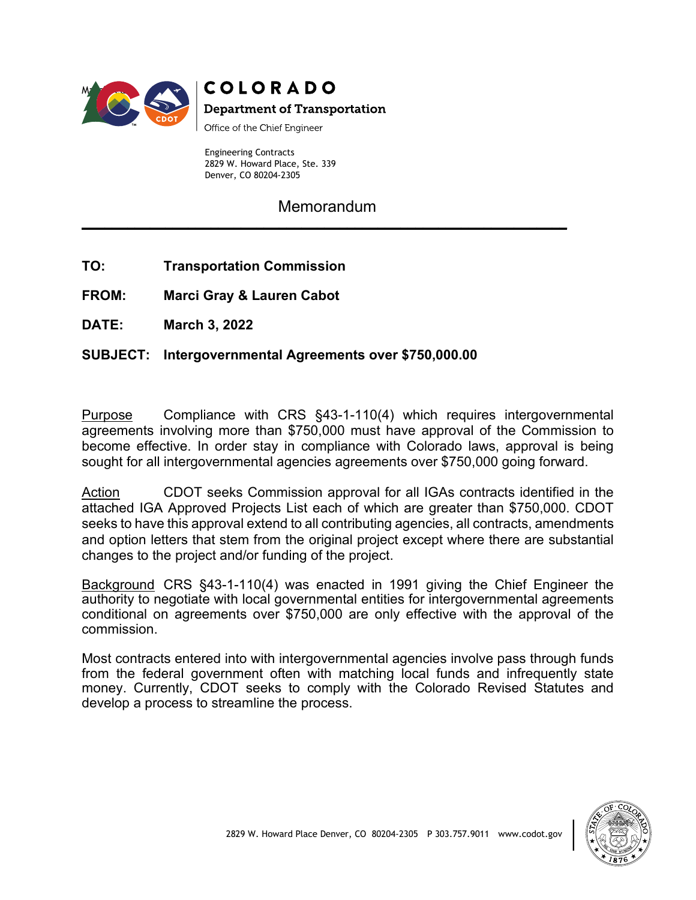COLORADO

Department of Transportation

Office of the Chief Engineer

Engineering Contracts
2829 W. Howard Place, Ste. 339
Denver, CO 80204-2305

# Memorandum

---

**TO:** **Transportation Commission**

**FROM:** **Marci Gray & Lauren Cabot**

**DATE:** **March 3, 2022**

**SUBJECT:** **Intergovernmental Agreements over $750,000.00**

Purpose Compliance with CRS §43-1-110(4) which requires intergovernmental agreements involving more than $750,000 must have approval of the Commission to become effective. In order stay in compliance with Colorado laws, approval is being sought for all intergovernmental agencies agreements over $750,000 going forward.

Action CDOT seeks Commission approval for all IGAs contracts identified in the attached IGA Approved Projects List each of which are greater than $750,000. CDOT seeks to have this approval extend to all contributing agencies, all contracts, amendments and option letters that stem from the original project except where there are substantial changes to the project and/or funding of the project.

Background CRS §43-1-110(4) was enacted in 1991 giving the Chief Engineer the authority to negotiate with local governmental entities for intergovernmental agreements conditional on agreements over $750,000 are only effective with the approval of the commission.

Most contracts entered into with intergovernmental agencies involve pass through funds from the federal government often with matching local funds and infrequently state money. Currently, CDOT seeks to comply with the Colorado Revised Statutes and develop a process to streamline the process.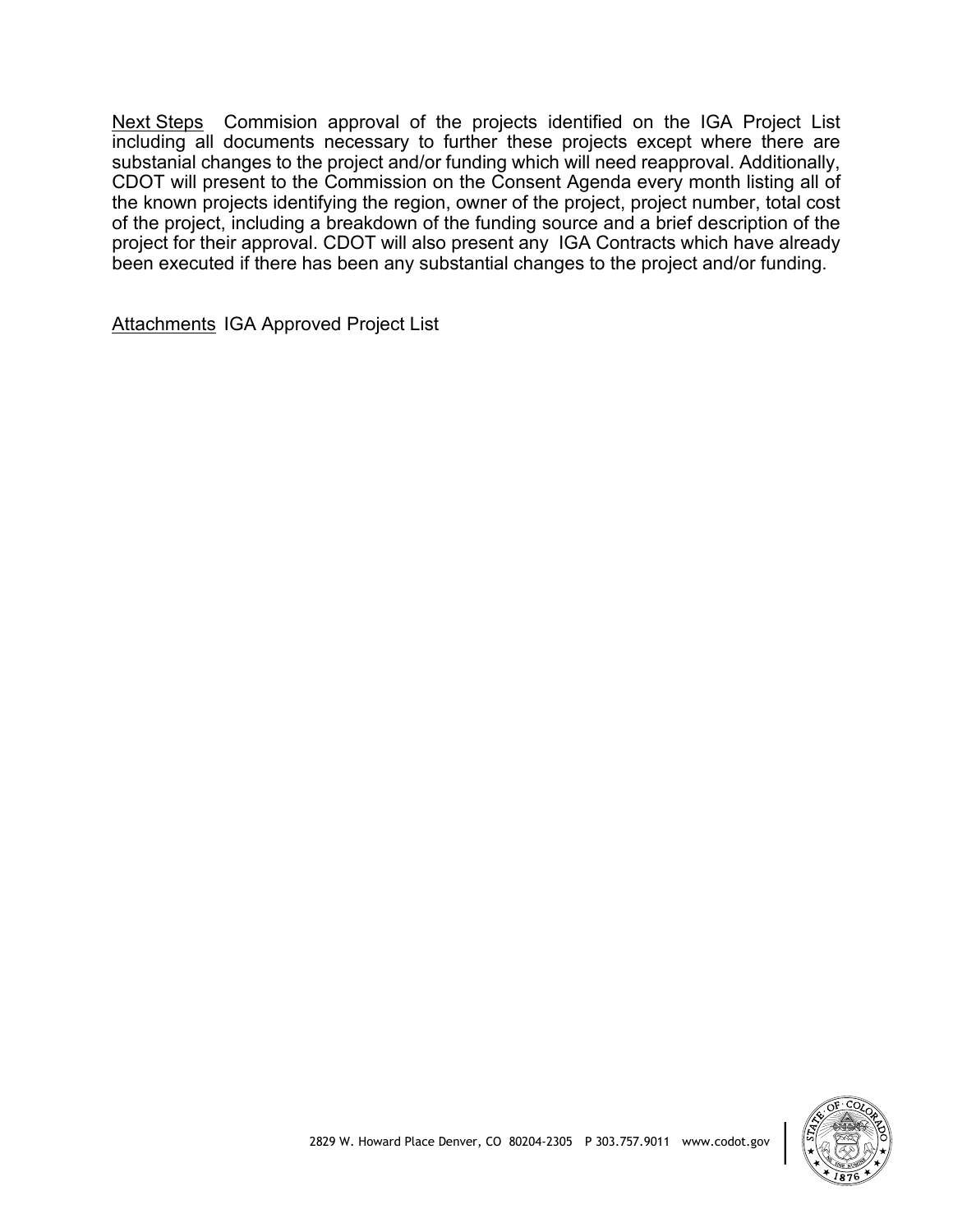Next Steps  Commision approval of the projects identified on the IGA Project List including all documents necessary to further these projects except where there are substanial changes to the project and/or funding which will need reapproval. Additionally, CDOT will present to the Commission on the Consent Agenda every month listing all of the known projects identifying the region, owner of the project, project number, total cost of the project, including a breakdown of the funding source and a brief description of the project for their approval. CDOT will also present any  IGA Contracts which have already been executed if there has been any substantial changes to the project and/or funding.

Attachments  IGA Approved Project List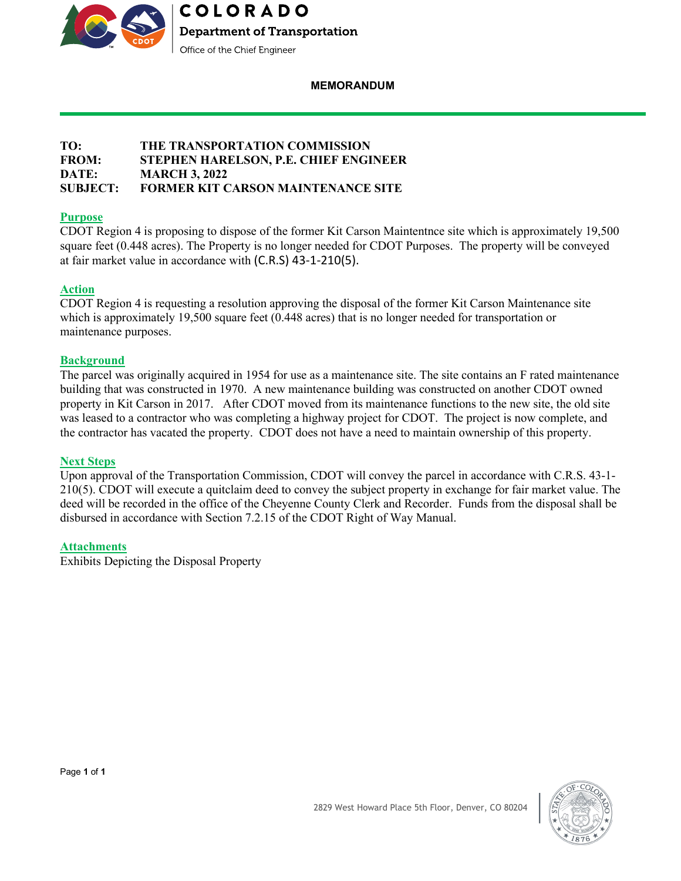COLORADO

Department of Transportation

Office of the Chief Engineer

**MEMORANDUM**

**TO:** THE TRANSPORTATION COMMISSION
**FROM:** STEPHEN HARELSON, P.E. CHIEF ENGINEER
**DATE:** MARCH 3, 2022
**SUBJECT:** FORMER KIT CARSON MAINTENANCE SITE

## Purpose

CDOT Region 4 is proposing to dispose of the former Kit Carson Maintentnce site which is approximately 19,500 square feet (0.448 acres). The Property is no longer needed for CDOT Purposes. The property will be conveyed at fair market value in accordance with (C.R.S) 43-1-210(5).

## Action

CDOT Region 4 is requesting a resolution approving the disposal of the former Kit Carson Maintenance site which is approximately 19,500 square feet (0.448 acres) that is no longer needed for transportation or maintenance purposes.

## Background

The parcel was originally acquired in 1954 for use as a maintenance site. The site contains an F rated maintenance building that was constructed in 1970. A new maintenance building was constructed on another CDOT owned property in Kit Carson in 2017. After CDOT moved from its maintenance functions to the new site, the old site was leased to a contractor who was completing a highway project for CDOT. The project is now complete, and the contractor has vacated the property. CDOT does not have a need to maintain ownership of this property.

## Next Steps

Upon approval of the Transportation Commission, CDOT will convey the parcel in accordance with C.R.S. 43-1-210(5). CDOT will execute a quitclaim deed to convey the subject property in exchange for fair market value. The deed will be recorded in the office of the Cheyenne County Clerk and Recorder. Funds from the disposal shall be disbursed in accordance with Section 7.2.15 of the CDOT Right of Way Manual.

## Attachments

Exhibits Depicting the Disposal Property

2829 West Howard Place 5th Floor, Denver, CO 80204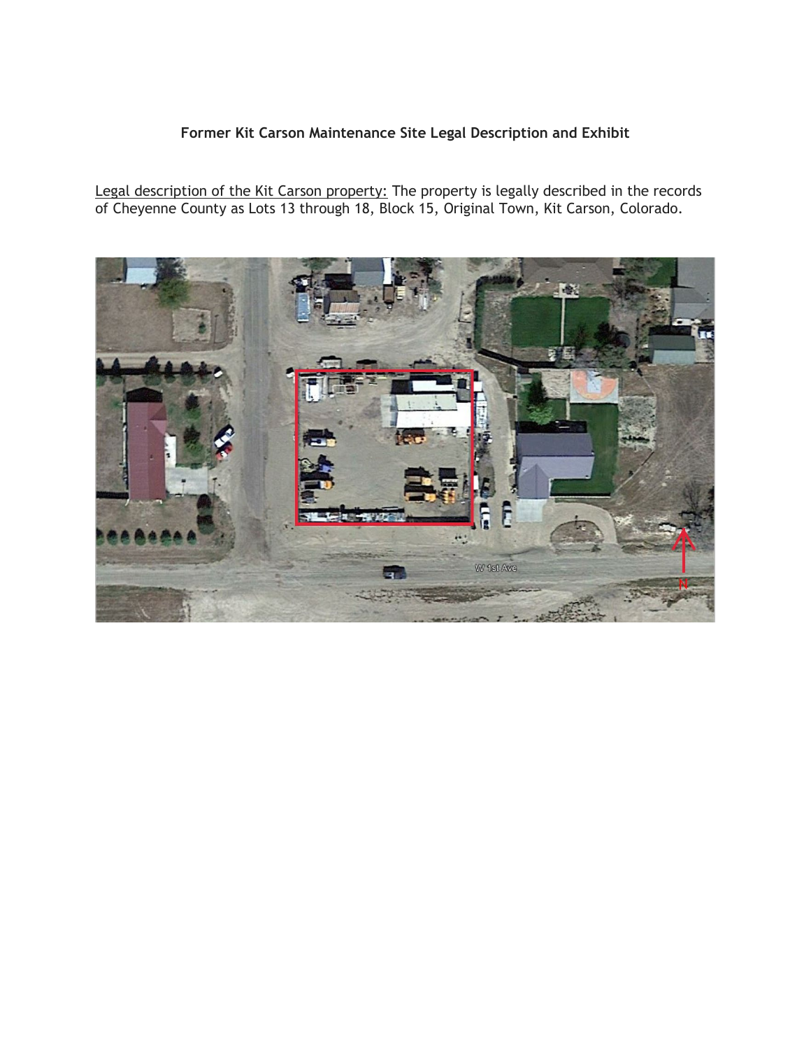**Former Kit Carson Maintenance Site Legal Description and Exhibit**

Legal description of the Kit Carson property: The property is legally described in the records of Cheyenne County as Lots 13 through 18, Block 15, Original Town, Kit Carson, Colorado.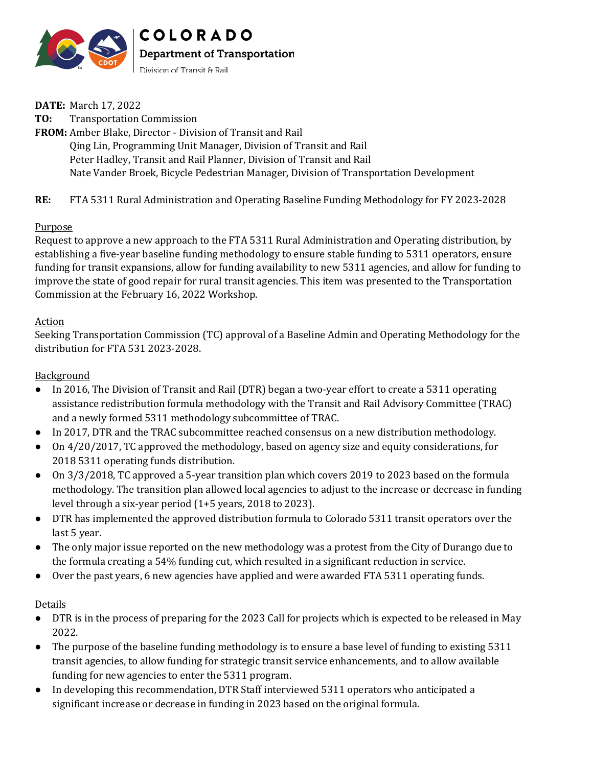**DATE:** March 17, 2022
**TO:** Transportation Commission
**FROM:** Amber Blake, Director - Division of Transit and Rail
Qing Lin, Programming Unit Manager, Division of Transit and Rail
Peter Hadley, Transit and Rail Planner, Division of Transit and Rail
Nate Vander Broek, Bicycle Pedestrian Manager, Division of Transportation Development

**RE:** FTA 5311 Rural Administration and Operating Baseline Funding Methodology for FY 2023-2028

Purpose

Request to approve a new approach to the FTA 5311 Rural Administration and Operating distribution, by establishing a five-year baseline funding methodology to ensure stable funding to 5311 operators, ensure funding for transit expansions, allow for funding availability to new 5311 agencies, and allow for funding to improve the state of good repair for rural transit agencies. This item was presented to the Transportation Commission at the February 16, 2022 Workshop.

Action

Seeking Transportation Commission (TC) approval of a Baseline Admin and Operating Methodology for the distribution for FTA 531 2023-2028.

Background

- In 2016, The Division of Transit and Rail (DTR) began a two-year effort to create a 5311 operating assistance redistribution formula methodology with the Transit and Rail Advisory Committee (TRAC) and a newly formed 5311 methodology subcommittee of TRAC.
- In 2017, DTR and the TRAC subcommittee reached consensus on a new distribution methodology.
- On 4/20/2017, TC approved the methodology, based on agency size and equity considerations, for 2018 5311 operating funds distribution.
- On 3/3/2018, TC approved a 5-year transition plan which covers 2019 to 2023 based on the formula methodology. The transition plan allowed local agencies to adjust to the increase or decrease in funding level through a six-year period (1+5 years, 2018 to 2023).
- DTR has implemented the approved distribution formula to Colorado 5311 transit operators over the last 5 year.
- The only major issue reported on the new methodology was a protest from the City of Durango due to the formula creating a 54% funding cut, which resulted in a significant reduction in service.
- Over the past years, 6 new agencies have applied and were awarded FTA 5311 operating funds.

Details

- DTR is in the process of preparing for the 2023 Call for projects which is expected to be released in May 2022.
- The purpose of the baseline funding methodology is to ensure a base level of funding to existing 5311 transit agencies, to allow funding for strategic transit service enhancements, and to allow available funding for new agencies to enter the 5311 program.
- In developing this recommendation, DTR Staff interviewed 5311 operators who anticipated a significant increase or decrease in funding in 2023 based on the original formula.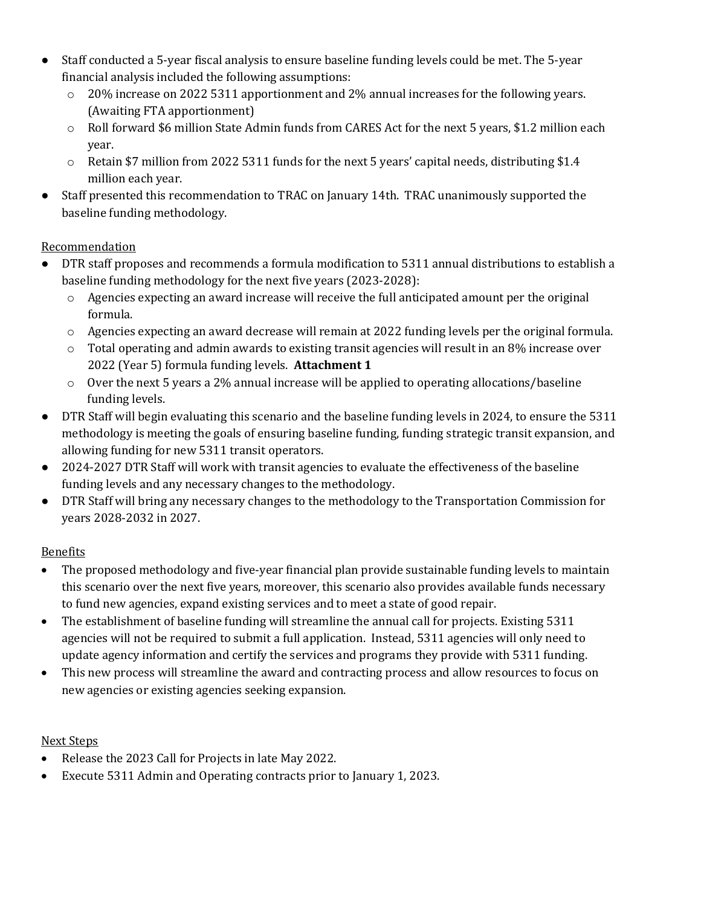- Staff conducted a 5-year fiscal analysis to ensure baseline funding levels could be met. The 5-year financial analysis included the following assumptions:
  - 20% increase on 2022 5311 apportionment and 2% annual increases for the following years. (Awaiting FTA apportionment)
  - Roll forward $6 million State Admin funds from CARES Act for the next 5 years, $1.2 million each year.
  - Retain $7 million from 2022 5311 funds for the next 5 years' capital needs, distributing $1.4 million each year.
- Staff presented this recommendation to TRAC on January 14th. TRAC unanimously supported the baseline funding methodology.

<u>Recommendation</u>

- DTR staff proposes and recommends a formula modification to 5311 annual distributions to establish a baseline funding methodology for the next five years (2023-2028):
  - Agencies expecting an award increase will receive the full anticipated amount per the original formula.
  - Agencies expecting an award decrease will remain at 2022 funding levels per the original formula.
  - Total operating and admin awards to existing transit agencies will result in an 8% increase over 2022 (Year 5) formula funding levels. **Attachment 1**
  - Over the next 5 years a 2% annual increase will be applied to operating allocations/baseline funding levels.
- DTR Staff will begin evaluating this scenario and the baseline funding levels in 2024, to ensure the 5311 methodology is meeting the goals of ensuring baseline funding, funding strategic transit expansion, and allowing funding for new 5311 transit operators.
- 2024-2027 DTR Staff will work with transit agencies to evaluate the effectiveness of the baseline funding levels and any necessary changes to the methodology.
- DTR Staff will bring any necessary changes to the methodology to the Transportation Commission for years 2028-2032 in 2027.

<u>Benefits</u>

- The proposed methodology and five-year financial plan provide sustainable funding levels to maintain this scenario over the next five years, moreover, this scenario also provides available funds necessary to fund new agencies, expand existing services and to meet a state of good repair.
- The establishment of baseline funding will streamline the annual call for projects. Existing 5311 agencies will not be required to submit a full application. Instead, 5311 agencies will only need to update agency information and certify the services and programs they provide with 5311 funding.
- This new process will streamline the award and contracting process and allow resources to focus on new agencies or existing agencies seeking expansion.

<u>Next Steps</u>

- Release the 2023 Call for Projects in late May 2022.
- Execute 5311 Admin and Operating contracts prior to January 1, 2023.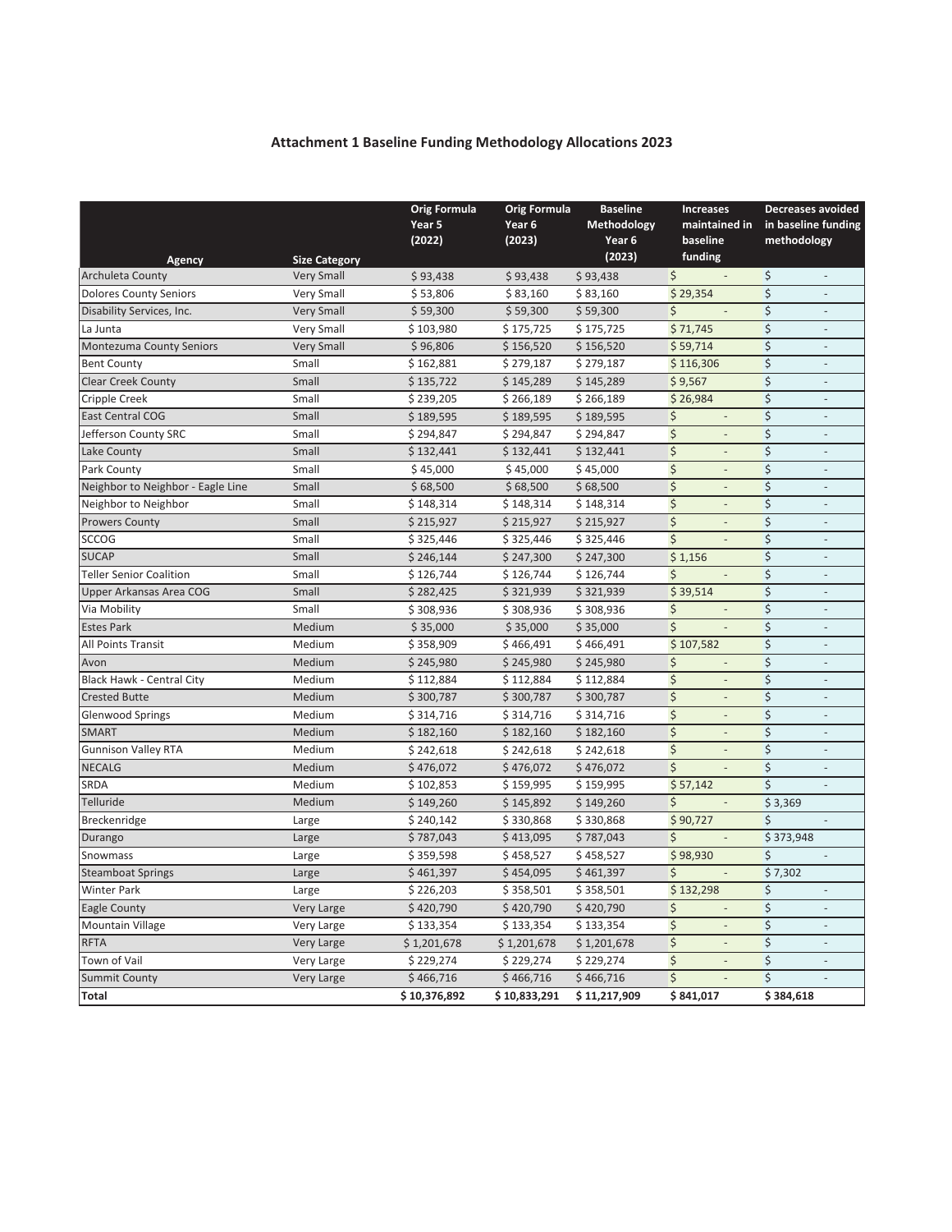# Attachment 1 Baseline Funding Methodology Allocations 2023

| Agency | Size Category | Orig Formula Year 5 (2022) | Orig Formula Year 6 (2023) | Baseline Methodology Year 6 (2023) | Increases maintained in baseline funding | Decreases avoided in baseline funding methodology |
|---|---|---|---|---|---|---|
| Archuleta County | Very Small | $ 93,438 | $ 93,438 | $ 93,438 | $ - | $ - |
| Dolores County Seniors | Very Small | $ 53,806 | $ 83,160 | $ 83,160 | $ 29,354 | $ - |
| Disability Services, Inc. | Very Small | $ 59,300 | $ 59,300 | $ 59,300 | $ - | $ - |
| La Junta | Very Small | $ 103,980 | $ 175,725 | $ 175,725 | $ 71,745 | $ - |
| Montezuma County Seniors | Very Small | $ 96,806 | $ 156,520 | $ 156,520 | $ 59,714 | $ - |
| Bent County | Small | $ 162,881 | $ 279,187 | $ 279,187 | $ 116,306 | $ - |
| Clear Creek County | Small | $ 135,722 | $ 145,289 | $ 145,289 | $ 9,567 | $ - |
| Cripple Creek | Small | $ 239,205 | $ 266,189 | $ 266,189 | $ 26,984 | $ - |
| East Central COG | Small | $ 189,595 | $ 189,595 | $ 189,595 | $ - | $ - |
| Jefferson County SRC | Small | $ 294,847 | $ 294,847 | $ 294,847 | $ - | $ - |
| Lake County | Small | $ 132,441 | $ 132,441 | $ 132,441 | $ - | $ - |
| Park County | Small | $ 45,000 | $ 45,000 | $ 45,000 | $ - | $ - |
| Neighbor to Neighbor - Eagle Line | Small | $ 68,500 | $ 68,500 | $ 68,500 | $ - | $ - |
| Neighbor to Neighbor | Small | $ 148,314 | $ 148,314 | $ 148,314 | $ - | $ - |
| Prowers County | Small | $ 215,927 | $ 215,927 | $ 215,927 | $ - | $ - |
| SCCOG | Small | $ 325,446 | $ 325,446 | $ 325,446 | $ - | $ - |
| SUCAP | Small | $ 246,144 | $ 247,300 | $ 247,300 | $ 1,156 | $ - |
| Teller Senior Coalition | Small | $ 126,744 | $ 126,744 | $ 126,744 | $ - | $ - |
| Upper Arkansas Area COG | Small | $ 282,425 | $ 321,939 | $ 321,939 | $ 39,514 | $ - |
| Via Mobility | Small | $ 308,936 | $ 308,936 | $ 308,936 | $ - | $ - |
| Estes Park | Medium | $ 35,000 | $ 35,000 | $ 35,000 | $ - | $ - |
| All Points Transit | Medium | $ 358,909 | $ 466,491 | $ 466,491 | $ 107,582 | $ - |
| Avon | Medium | $ 245,980 | $ 245,980 | $ 245,980 | $ - | $ - |
| Black Hawk - Central City | Medium | $ 112,884 | $ 112,884 | $ 112,884 | $ - | $ - |
| Crested Butte | Medium | $ 300,787 | $ 300,787 | $ 300,787 | $ - | $ - |
| Glenwood Springs | Medium | $ 314,716 | $ 314,716 | $ 314,716 | $ - | $ - |
| SMART | Medium | $ 182,160 | $ 182,160 | $ 182,160 | $ - | $ - |
| Gunnison Valley RTA | Medium | $ 242,618 | $ 242,618 | $ 242,618 | $ - | $ - |
| NECALG | Medium | $ 476,072 | $ 476,072 | $ 476,072 | $ - | $ - |
| SRDA | Medium | $ 102,853 | $ 159,995 | $ 159,995 | $ 57,142 | $ - |
| Telluride | Medium | $ 149,260 | $ 145,892 | $ 149,260 | $ - | $ 3,369 |
| Breckenridge | Large | $ 240,142 | $ 330,868 | $ 330,868 | $ 90,727 | $ - |
| Durango | Large | $ 787,043 | $ 413,095 | $ 787,043 | $ - | $ 373,948 |
| Snowmass | Large | $ 359,598 | $ 458,527 | $ 458,527 | $ 98,930 | $ - |
| Steamboat Springs | Large | $ 461,397 | $ 454,095 | $ 461,397 | $ - | $ 7,302 |
| Winter Park | Large | $ 226,203 | $ 358,501 | $ 358,501 | $ 132,298 | $ - |
| Eagle County | Very Large | $ 420,790 | $ 420,790 | $ 420,790 | $ - | $ - |
| Mountain Village | Very Large | $ 133,354 | $ 133,354 | $ 133,354 | $ - | $ - |
| RFTA | Very Large | $ 1,201,678 | $ 1,201,678 | $ 1,201,678 | $ - | $ - |
| Town of Vail | Very Large | $ 229,274 | $ 229,274 | $ 229,274 | $ - | $ - |
| Summit County | Very Large | $ 466,716 | $ 466,716 | $ 466,716 | $ - | $ - |
| **Total** | | **$ 10,376,892** | **$ 10,833,291** | **$ 11,217,909** | **$ 841,017** | **$ 384,618** |